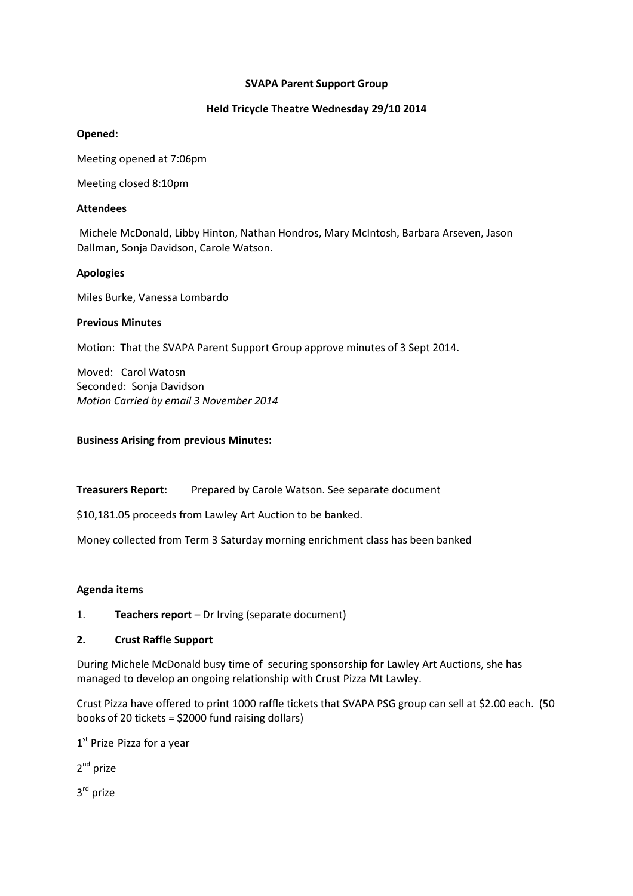**SVAPA Parent Support Group**

**Held Tricycle Theatre Wednesday 29/10 2014**

**Opened:**

Meeting opened at 7:06pm

Meeting closed 8:10pm

**Attendees**

Michele McDonald, Libby Hinton, Nathan Hondros, Mary McIntosh, Barbara Arseven, Jason Dallman, Sonja Davidson, Carole Watson.

**Apologies**

Miles Burke, Vanessa Lombardo

**Previous Minutes**

Motion: That the SVAPA Parent Support Group approve minutes of 3 Sept 2014.

Moved: Carol Watosn
Seconded: Sonja Davidson
*Motion Carried by email 3 November 2014*

**Business Arising from previous Minutes:**

**Treasurers Report:** Prepared by Carole Watson. See separate document

$10,181.05 proceeds from Lawley Art Auction to be banked.

Money collected from Term 3 Saturday morning enrichment class has been banked

**Agenda items**

1. **Teachers report** – Dr Irving (separate document)

2. **Crust Raffle Support**

During Michele McDonald busy time of securing sponsorship for Lawley Art Auctions, she has managed to develop an ongoing relationship with Crust Pizza Mt Lawley.

Crust Pizza have offered to print 1000 raffle tickets that SVAPA PSG group can sell at $2.00 each. (50 books of 20 tickets = $2000 fund raising dollars)

1st Prize Pizza for a year

2nd prize

3rd prize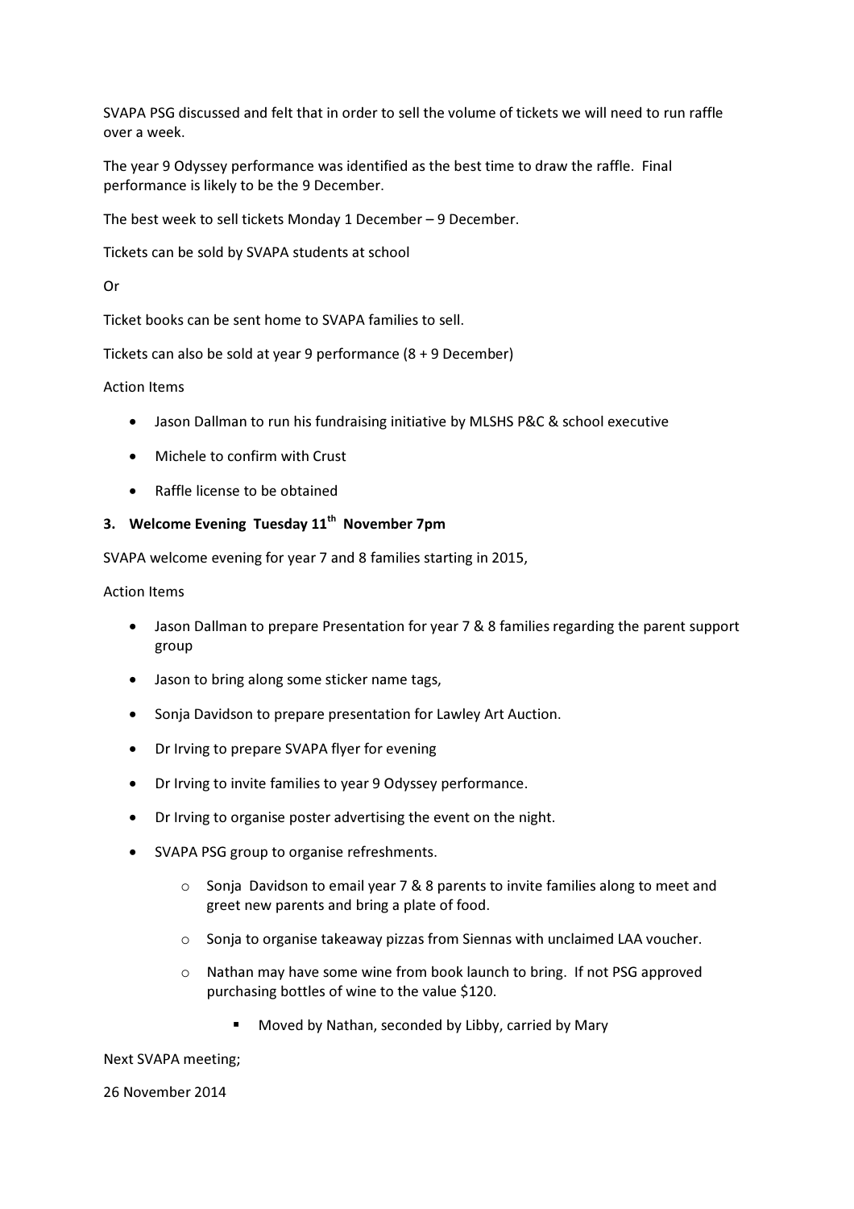SVAPA PSG discussed and felt that in order to sell the volume of tickets we will need to run raffle over a week.

The year 9 Odyssey performance was identified as the best time to draw the raffle. Final performance is likely to be the 9 December.

The best week to sell tickets Monday 1 December – 9 December.

Tickets can be sold by SVAPA students at school

Or

Ticket books can be sent home to SVAPA families to sell.

Tickets can also be sold at year 9 performance (8 + 9 December)

Action Items

- Jason Dallman to run his fundraising initiative by MLSHS P&C & school executive
- Michele to confirm with Crust
- Raffle license to be obtained

### 3. Welcome Evening Tuesday 11th November 7pm

SVAPA welcome evening for year 7 and 8 families starting in 2015,

Action Items

- Jason Dallman to prepare Presentation for year 7 & 8 families regarding the parent support group
- Jason to bring along some sticker name tags,
- Sonja Davidson to prepare presentation for Lawley Art Auction.
- Dr Irving to prepare SVAPA flyer for evening
- Dr Irving to invite families to year 9 Odyssey performance.
- Dr Irving to organise poster advertising the event on the night.
- SVAPA PSG group to organise refreshments.
    - Sonja Davidson to email year 7 & 8 parents to invite families along to meet and greet new parents and bring a plate of food.
    - Sonja to organise takeaway pizzas from Siennas with unclaimed LAA voucher.
    - Nathan may have some wine from book launch to bring. If not PSG approved purchasing bottles of wine to the value $120.
        - Moved by Nathan, seconded by Libby, carried by Mary

Next SVAPA meeting;

26 November 2014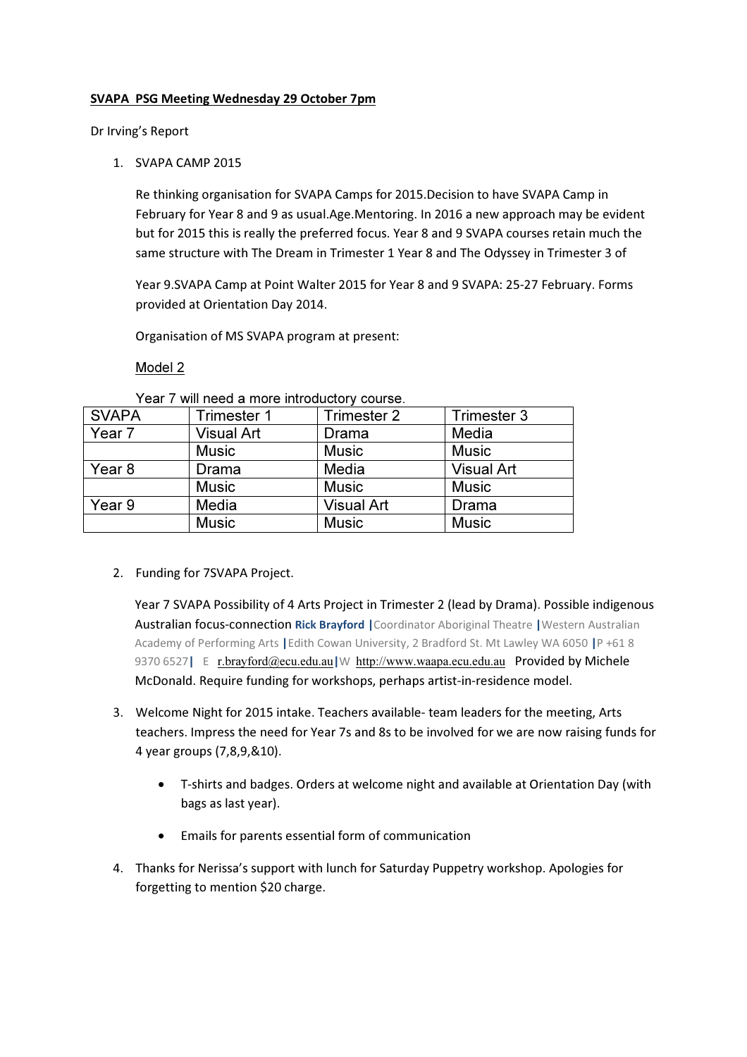**SVAPA PSG Meeting Wednesday 29 October 7pm**

Dr Irving's Report

1. SVAPA CAMP 2015

   Re thinking organisation for SVAPA Camps for 2015.Decision to have SVAPA Camp in February for Year 8 and 9 as usual.Age.Mentoring. In 2016 a new approach may be evident but for 2015 this is really the preferred focus. Year 8 and 9 SVAPA courses retain much the same structure with The Dream in Trimester 1 Year 8 and The Odyssey in Trimester 3 of

   Year 9.SVAPA Camp at Point Walter 2015 for Year 8 and 9 SVAPA: 25-27 February. Forms provided at Orientation Day 2014.

   Organisation of MS SVAPA program at present:

   Model 2

   Year 7 will need a more introductory course.

| SVAPA | Trimester 1 | Trimester 2 | Trimester 3 |
|---|---|---|---|
| Year 7 | Visual Art | Drama | Media |
| | Music | Music | Music |
| Year 8 | Drama | Media | Visual Art |
| | Music | Music | Music |
| Year 9 | Media | Visual Art | Drama |
| | Music | Music | Music |

2. Funding for 7SVAPA Project.

   Year 7 SVAPA Possibility of 4 Arts Project in Trimester 2 (lead by Drama). Possible indigenous Australian focus-connection **Rick Brayford** | Coordinator Aboriginal Theatre | Western Australian Academy of Performing Arts | Edith Cowan University, 2 Bradford St. Mt Lawley WA 6050 | P +61 8 9370 6527 | E r.brayford@ecu.edu.au | W http://www.waapa.ecu.edu.au Provided by Michele McDonald. Require funding for workshops, perhaps artist-in-residence model.

3. Welcome Night for 2015 intake. Teachers available- team leaders for the meeting, Arts teachers. Impress the need for Year 7s and 8s to be involved for we are now raising funds for 4 year groups (7,8,9,&10).

   - T-shirts and badges. Orders at welcome night and available at Orientation Day (with bags as last year).
   - Emails for parents essential form of communication

4. Thanks for Nerissa's support with lunch for Saturday Puppetry workshop. Apologies for forgetting to mention $20 charge.